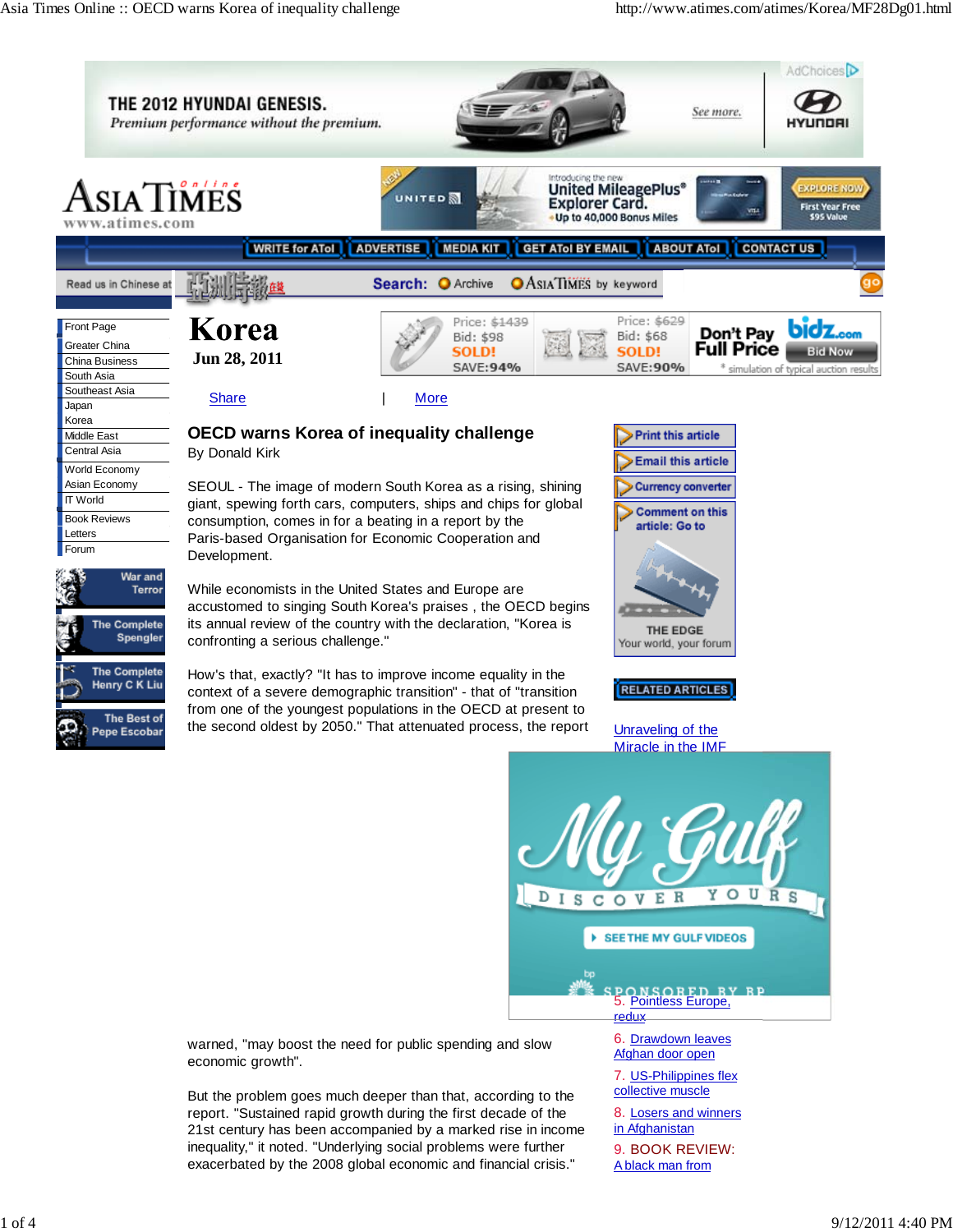# Korea

**Jun 28, 2011**

## OECD warns Korea of inequality challenge

By Donald Kirk

SEOUL - The image of modern South Korea as a rising, shining giant, spewing forth cars, computers, ships and chips for global consumption, comes in for a beating in a report by the Paris-based Organisation for Economic Cooperation and Development.

While economists in the United States and Europe are accustomed to singing South Korea's praises , the OECD begins its annual review of the country with the declaration, "Korea is confronting a serious challenge."

How's that, exactly? "It has to improve income equality in the context of a severe demographic transition" - that of "transition from one of the youngest populations in the OECD at present to the second oldest by 2050." That attenuated process, the report warned, "may boost the need for public spending and slow economic growth".

But the problem goes much deeper than that, according to the report. "Sustained rapid growth during the first decade of the 21st century has been accompanied by a marked rise in income inequality," it noted. "Underlying social problems were further exacerbated by the 2008 global economic and financial crisis."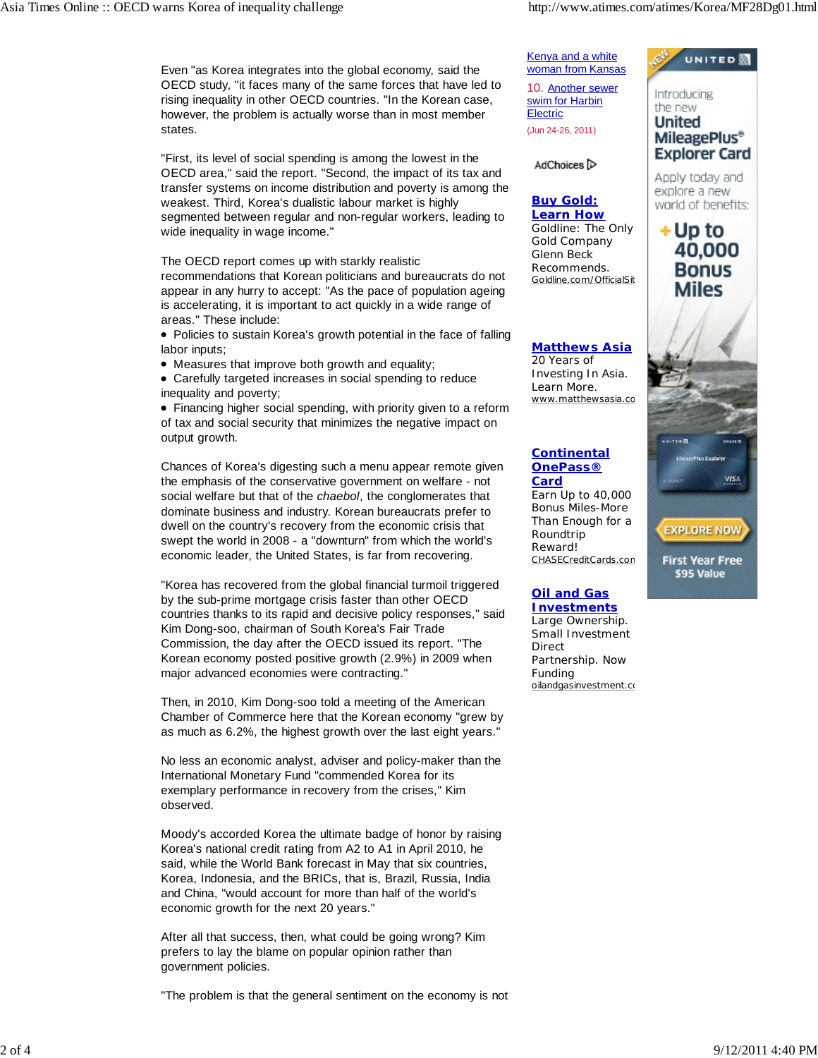Even "as Korea integrates into the global economy, said the OECD study, "it faces many of the same forces that have led to rising inequality in other OECD countries. "In the Korean case, however, the problem is actually worse than in most member states.

"First, its level of social spending is among the lowest in the OECD area," said the report. "Second, the impact of its tax and transfer systems on income distribution and poverty is among the weakest. Third, Korea's dualistic labour market is highly segmented between regular and non-regular workers, leading to wide inequality in wage income."

The OECD report comes up with starkly realistic recommendations that Korean politicians and bureaucrats do not appear in any hurry to accept: "As the pace of population ageing is accelerating, it is important to act quickly in a wide range of areas." These include:

- Policies to sustain Korea's growth potential in the face of falling labor inputs;
- Measures that improve both growth and equality;
- Carefully targeted increases in social spending to reduce inequality and poverty;
- Financing higher social spending, with priority given to a reform of tax and social security that minimizes the negative impact on output growth.

Chances of Korea's digesting such a menu appear remote given the emphasis of the conservative government on welfare - not social welfare but that of the *chaebol*, the conglomerates that dominate business and industry. Korean bureaucrats prefer to dwell on the country's recovery from the economic crisis that swept the world in 2008 - a "downturn" from which the world's economic leader, the United States, is far from recovering.

"Korea has recovered from the global financial turmoil triggered by the sub-prime mortgage crisis faster than other OECD countries thanks to its rapid and decisive policy responses," said Kim Dong-soo, chairman of South Korea's Fair Trade Commission, the day after the OECD issued its report. "The Korean economy posted positive growth (2.9%) in 2009 when major advanced economies were contracting."

Then, in 2010, Kim Dong-soo told a meeting of the American Chamber of Commerce here that the Korean economy "grew by as much as 6.2%, the highest growth over the last eight years."

No less an economic analyst, adviser and policy-maker than the International Monetary Fund "commended Korea for its exemplary performance in recovery from the crises," Kim observed.

Moody's accorded Korea the ultimate badge of honor by raising Korea's national credit rating from A2 to A1 in April 2010, he said, while the World Bank forecast in May that six countries, Korea, Indonesia, and the BRICs, that is, Brazil, Russia, India and China, "would account for more than half of the world's economic growth for the next 20 years."

After all that success, then, what could be going wrong? Kim prefers to lay the blame on popular opinion rather than government policies.

"The problem is that the general sentiment on the economy is not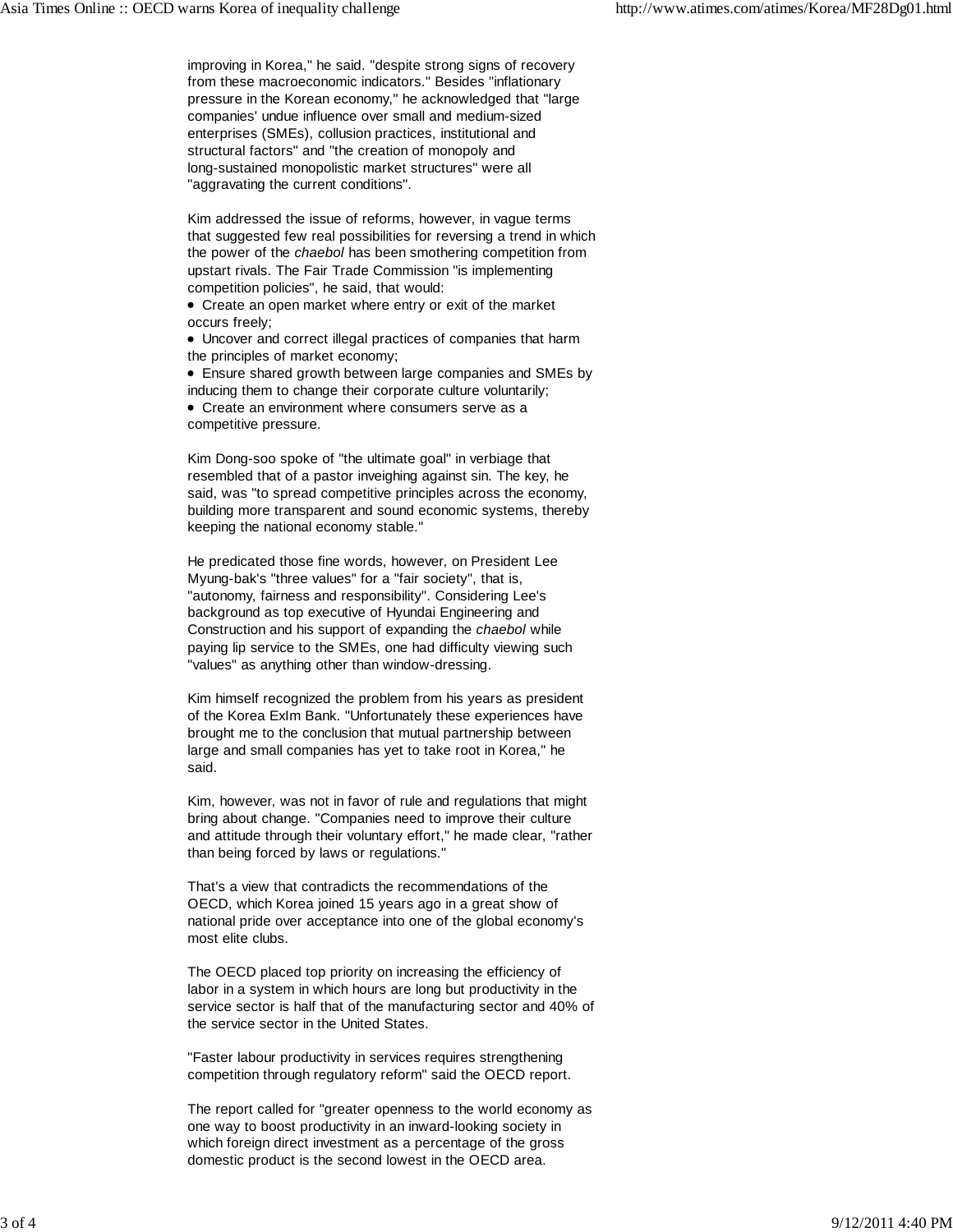improving in Korea," he said. "despite strong signs of recovery from these macroeconomic indicators." Besides "inflationary pressure in the Korean economy," he acknowledged that "large companies' undue influence over small and medium-sized enterprises (SMEs), collusion practices, institutional and structural factors" and "the creation of monopoly and long-sustained monopolistic market structures" were all "aggravating the current conditions".

Kim addressed the issue of reforms, however, in vague terms that suggested few real possibilities for reversing a trend in which the power of the *chaebol* has been smothering competition from upstart rivals. The Fair Trade Commission "is implementing competition policies", he said, that would:

- Create an open market where entry or exit of the market occurs freely;
- Uncover and correct illegal practices of companies that harm the principles of market economy;
- Ensure shared growth between large companies and SMEs by inducing them to change their corporate culture voluntarily;
- Create an environment where consumers serve as a competitive pressure.

Kim Dong-soo spoke of "the ultimate goal" in verbiage that resembled that of a pastor inveighing against sin. The key, he said, was "to spread competitive principles across the economy, building more transparent and sound economic systems, thereby keeping the national economy stable."

He predicated those fine words, however, on President Lee Myung-bak's "three values" for a "fair society", that is, "autonomy, fairness and responsibility". Considering Lee's background as top executive of Hyundai Engineering and Construction and his support of expanding the *chaebol* while paying lip service to the SMEs, one had difficulty viewing such "values" as anything other than window-dressing.

Kim himself recognized the problem from his years as president of the Korea ExIm Bank. "Unfortunately these experiences have brought me to the conclusion that mutual partnership between large and small companies has yet to take root in Korea," he said.

Kim, however, was not in favor of rule and regulations that might bring about change. "Companies need to improve their culture and attitude through their voluntary effort," he made clear, "rather than being forced by laws or regulations."

That's a view that contradicts the recommendations of the OECD, which Korea joined 15 years ago in a great show of national pride over acceptance into one of the global economy's most elite clubs.

The OECD placed top priority on increasing the efficiency of labor in a system in which hours are long but productivity in the service sector is half that of the manufacturing sector and 40% of the service sector in the United States.

"Faster labour productivity in services requires strengthening competition through regulatory reform" said the OECD report.

The report called for "greater openness to the world economy as one way to boost productivity in an inward-looking society in which foreign direct investment as a percentage of the gross domestic product is the second lowest in the OECD area.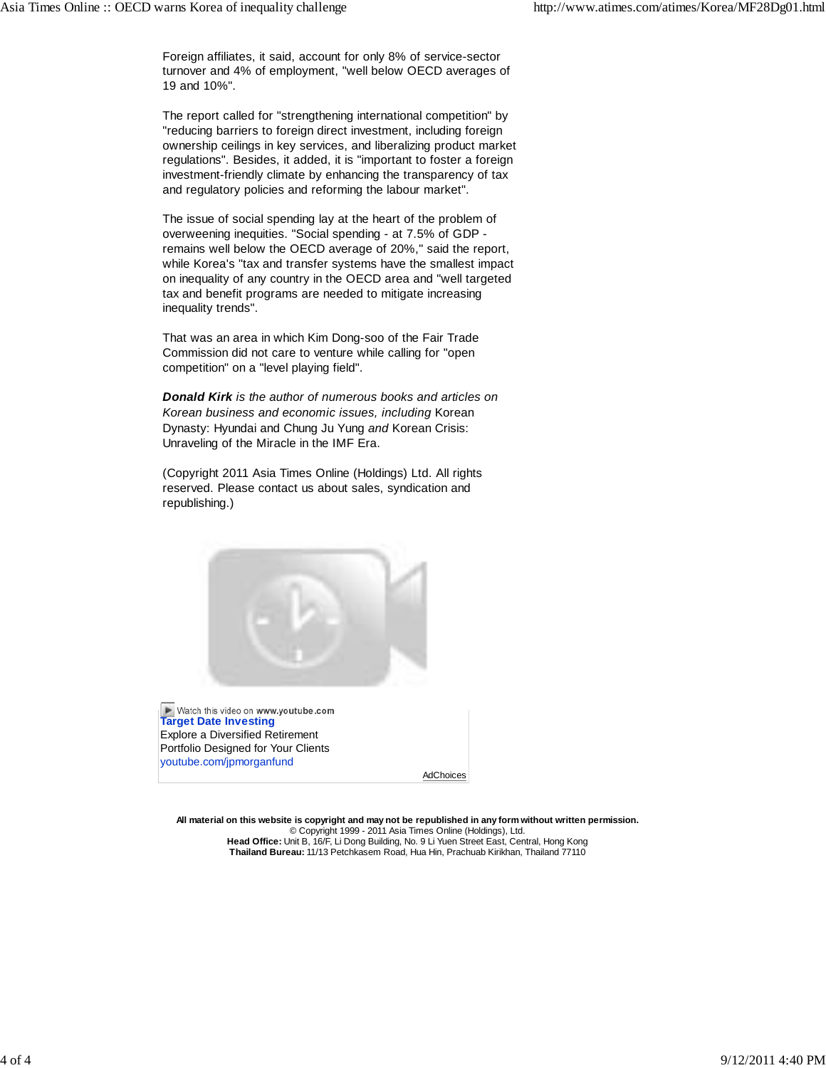Foreign affiliates, it said, account for only 8% of service-sector turnover and 4% of employment, "well below OECD averages of 19 and 10%".

The report called for "strengthening international competition" by "reducing barriers to foreign direct investment, including foreign ownership ceilings in key services, and liberalizing product market regulations". Besides, it added, it is "important to foster a foreign investment-friendly climate by enhancing the transparency of tax and regulatory policies and reforming the labour market".

The issue of social spending lay at the heart of the problem of overweening inequities. "Social spending - at 7.5% of GDP - remains well below the OECD average of 20%," said the report, while Korea's "tax and transfer systems have the smallest impact on inequality of any country in the OECD area and "well targeted tax and benefit programs are needed to mitigate increasing inequality trends".

That was an area in which Kim Dong-soo of the Fair Trade Commission did not care to venture while calling for "open competition" on a "level playing field".

***Donald Kirk** is the author of numerous books and articles on Korean business and economic issues, including* Korean Dynasty: Hyundai and Chung Ju Yung *and* Korean Crisis: Unraveling of the Miracle in the IMF Era.

(Copyright 2011 Asia Times Online (Holdings) Ltd. All rights reserved. Please contact us about sales, syndication and republishing.)

Watch this video on www.youtube.com

Target Date Investing
Explore a Diversified Retirement Portfolio Designed for Your Clients
youtube.com/jpmorganfund

AdChoices

**All material on this website is copyright and may not be republished in any form without written permission.**
© Copyright 1999 - 2011 Asia Times Online (Holdings), Ltd.
**Head Office:** Unit B, 16/F, Li Dong Building, No. 9 Li Yuen Street East, Central, Hong Kong
**Thailand Bureau:** 11/13 Petchkasem Road, Hua Hin, Prachuab Kirikhan, Thailand 77110